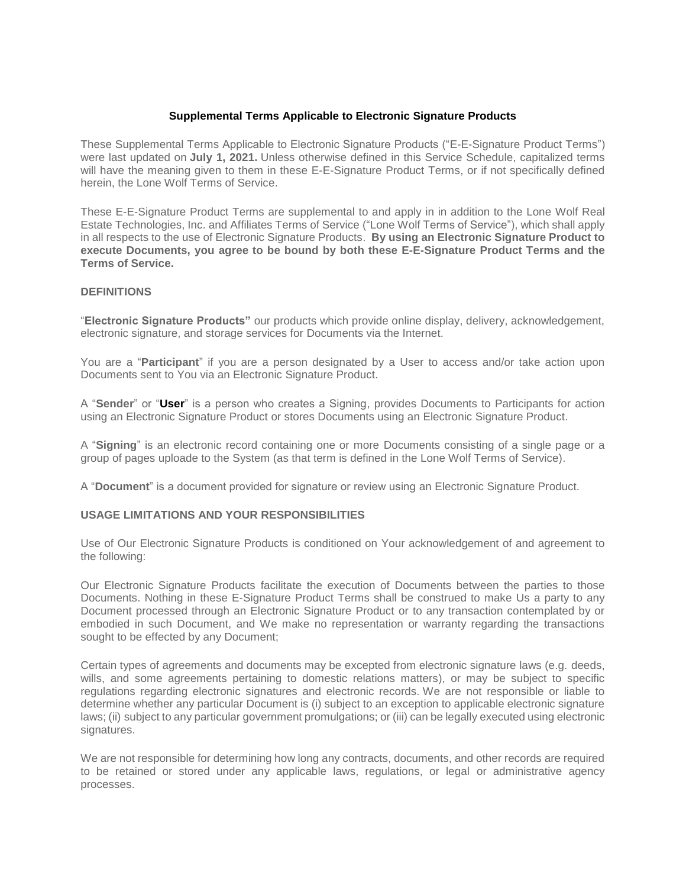# Supplemental Terms Applicable to Electronic Signature Products

These Supplemental Terms Applicable to Electronic Signature Products ("E-E-Signature Product Terms") were last updated on **July 1, 2021.** Unless otherwise defined in this Service Schedule, capitalized terms will have the meaning given to them in these E-E-Signature Product Terms, or if not specifically defined herein, the Lone Wolf Terms of Service.

These E-E-Signature Product Terms are supplemental to and apply in in addition to the Lone Wolf Real Estate Technologies, Inc. and Affiliates Terms of Service ("Lone Wolf Terms of Service"), which shall apply in all respects to the use of Electronic Signature Products. **By using an Electronic Signature Product to execute Documents, you agree to be bound by both these E-E-Signature Product Terms and the Terms of Service.**

## DEFINITIONS

"**Electronic Signature Products"** our products which provide online display, delivery, acknowledgement, electronic signature, and storage services for Documents via the Internet.

You are a "**Participant**" if you are a person designated by a User to access and/or take action upon Documents sent to You via an Electronic Signature Product.

A "**Sender**" or "**User**" is a person who creates a Signing, provides Documents to Participants for action using an Electronic Signature Product or stores Documents using an Electronic Signature Product.

A "**Signing**" is an electronic record containing one or more Documents consisting of a single page or a group of pages uploade to the System (as that term is defined in the Lone Wolf Terms of Service).

A "**Document**" is a document provided for signature or review using an Electronic Signature Product.

## USAGE LIMITATIONS AND YOUR RESPONSIBILITIES

Use of Our Electronic Signature Products is conditioned on Your acknowledgement of and agreement to the following:

Our Electronic Signature Products facilitate the execution of Documents between the parties to those Documents. Nothing in these E-Signature Product Terms shall be construed to make Us a party to any Document processed through an Electronic Signature Product or to any transaction contemplated by or embodied in such Document, and We make no representation or warranty regarding the transactions sought to be effected by any Document;

Certain types of agreements and documents may be excepted from electronic signature laws (e.g. deeds, wills, and some agreements pertaining to domestic relations matters), or may be subject to specific regulations regarding electronic signatures and electronic records. We are not responsible or liable to determine whether any particular Document is (i) subject to an exception to applicable electronic signature laws; (ii) subject to any particular government promulgations; or (iii) can be legally executed using electronic signatures.

We are not responsible for determining how long any contracts, documents, and other records are required to be retained or stored under any applicable laws, regulations, or legal or administrative agency processes.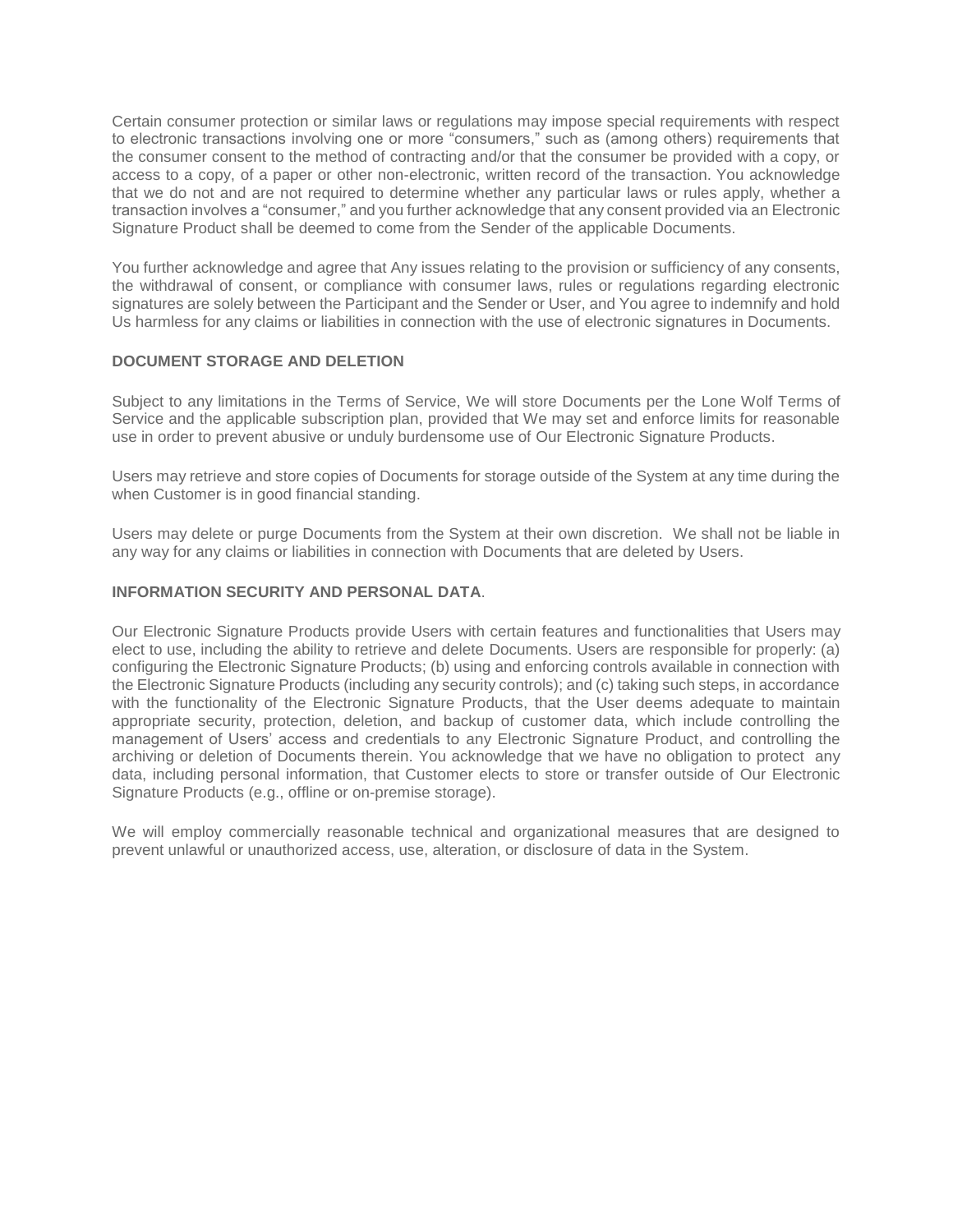Certain consumer protection or similar laws or regulations may impose special requirements with respect to electronic transactions involving one or more "consumers," such as (among others) requirements that the consumer consent to the method of contracting and/or that the consumer be provided with a copy, or access to a copy, of a paper or other non-electronic, written record of the transaction. You acknowledge that we do not and are not required to determine whether any particular laws or rules apply, whether a transaction involves a "consumer," and you further acknowledge that any consent provided via an Electronic Signature Product shall be deemed to come from the Sender of the applicable Documents.

You further acknowledge and agree that Any issues relating to the provision or sufficiency of any consents, the withdrawal of consent, or compliance with consumer laws, rules or regulations regarding electronic signatures are solely between the Participant and the Sender or User, and You agree to indemnify and hold Us harmless for any claims or liabilities in connection with the use of electronic signatures in Documents.

**DOCUMENT STORAGE AND DELETION**

Subject to any limitations in the Terms of Service, We will store Documents per the Lone Wolf Terms of Service and the applicable subscription plan, provided that We may set and enforce limits for reasonable use in order to prevent abusive or unduly burdensome use of Our Electronic Signature Products.

Users may retrieve and store copies of Documents for storage outside of the System at any time during the when Customer is in good financial standing.

Users may delete or purge Documents from the System at their own discretion. We shall not be liable in any way for any claims or liabilities in connection with Documents that are deleted by Users.

**INFORMATION SECURITY AND PERSONAL DATA**.

Our Electronic Signature Products provide Users with certain features and functionalities that Users may elect to use, including the ability to retrieve and delete Documents. Users are responsible for properly: (a) configuring the Electronic Signature Products; (b) using and enforcing controls available in connection with the Electronic Signature Products (including any security controls); and (c) taking such steps, in accordance with the functionality of the Electronic Signature Products, that the User deems adequate to maintain appropriate security, protection, deletion, and backup of customer data, which include controlling the management of Users' access and credentials to any Electronic Signature Product, and controlling the archiving or deletion of Documents therein. You acknowledge that we have no obligation to protect any data, including personal information, that Customer elects to store or transfer outside of Our Electronic Signature Products (e.g., offline or on-premise storage).

We will employ commercially reasonable technical and organizational measures that are designed to prevent unlawful or unauthorized access, use, alteration, or disclosure of data in the System.